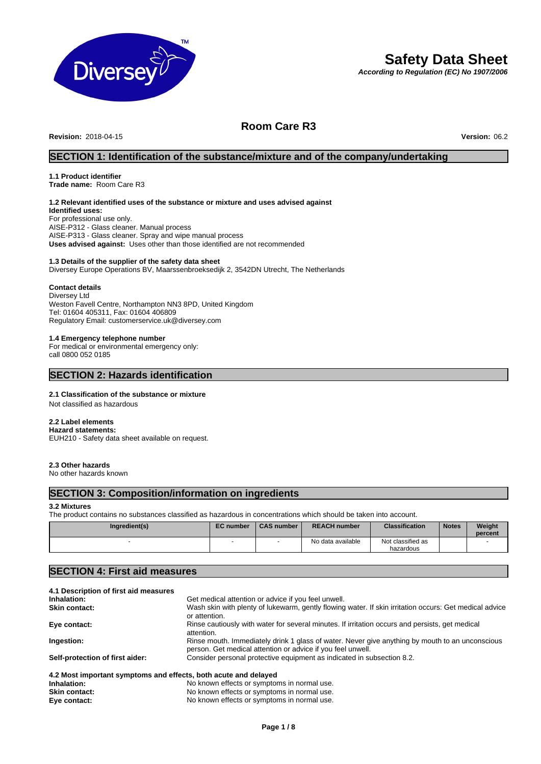# Safety Data Sheet

***According to Regulation (EC) No 1907/2006***

## Room Care R3

**Revision:** 2018-04-15 **Version:** 06.2

## SECTION 1: Identification of the substance/mixture and of the company/undertaking

### 1.1 Product identifier

**Trade name:** Room Care R3

### 1.2 Relevant identified uses of the substance or mixture and uses advised against

**Identified uses:**
For professional use only.
AISE-P312 - Glass cleaner. Manual process
AISE-P313 - Glass cleaner. Spray and wipe manual process
**Uses advised against:** Uses other than those identified are not recommended

### 1.3 Details of the supplier of the safety data sheet

Diversey Europe Operations BV, Maarssenbroeksedijk 2, 3542DN Utrecht, The Netherlands

**Contact details**
Diversey Ltd
Weston Favell Centre, Northampton NN3 8PD, United Kingdom
Tel: 01604 405311, Fax: 01604 406809
Regulatory Email: customerservice.uk@diversey.com

### 1.4 Emergency telephone number

For medical or environmental emergency only:
call 0800 052 0185

## SECTION 2: Hazards identification

### 2.1 Classification of the substance or mixture

Not classified as hazardous

### 2.2 Label elements

**Hazard statements:**
EUH210 - Safety data sheet available on request.

### 2.3 Other hazards

No other hazards known

## SECTION 3: Composition/information on ingredients

### 3.2 Mixtures

The product contains no substances classified as hazardous in concentrations which should be taken into account.

| Ingredient(s) | EC number | CAS number | REACH number | Classification | Notes | Weight percent |
|---|---|---|---|---|---|---|
| - | - | - | No data available | Not classified as hazardous | | - |

## SECTION 4: First aid measures

### 4.1 Description of first aid measures

**Inhalation:** Get medical attention or advice if you feel unwell.
**Skin contact:** Wash skin with plenty of lukewarm, gently flowing water. If skin irritation occurs: Get medical advice or attention.
**Eye contact:** Rinse cautiously with water for several minutes. If irritation occurs and persists, get medical attention.
**Ingestion:** Rinse mouth. Immediately drink 1 glass of water. Never give anything by mouth to an unconscious person. Get medical attention or advice if you feel unwell.
**Self-protection of first aider:** Consider personal protective equipment as indicated in subsection 8.2.

### 4.2 Most important symptoms and effects, both acute and delayed

**Inhalation:** No known effects or symptoms in normal use.
**Skin contact:** No known effects or symptoms in normal use.
**Eye contact:** No known effects or symptoms in normal use.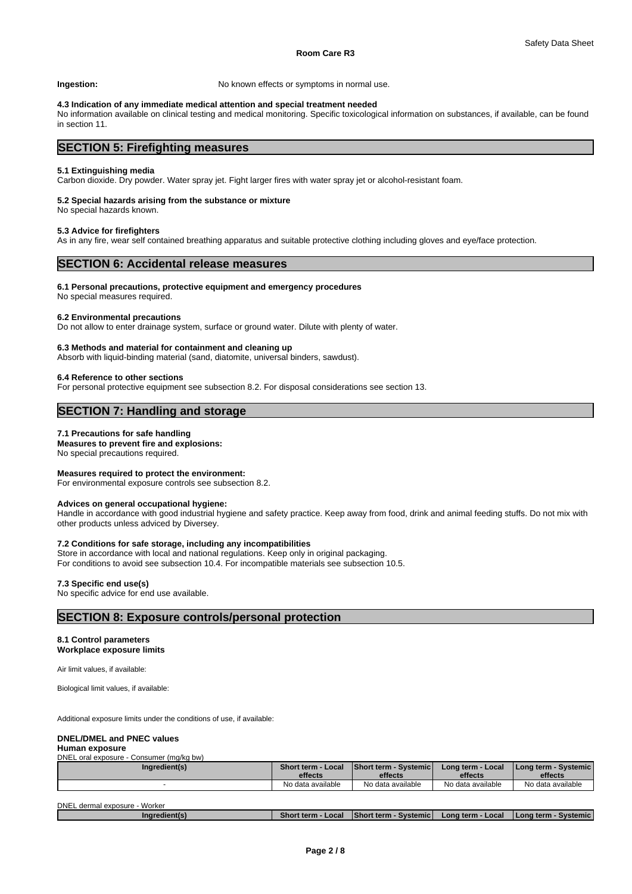**Ingestion:** No known effects or symptoms in normal use.

#### 4.3 Indication of any immediate medical attention and special treatment needed

No information available on clinical testing and medical monitoring. Specific toxicological information on substances, if available, can be found in section 11.

## SECTION 5: Firefighting measures

#### 5.1 Extinguishing media

Carbon dioxide. Dry powder. Water spray jet. Fight larger fires with water spray jet or alcohol-resistant foam.

#### 5.2 Special hazards arising from the substance or mixture

No special hazards known.

#### 5.3 Advice for firefighters

As in any fire, wear self contained breathing apparatus and suitable protective clothing including gloves and eye/face protection.

## SECTION 6: Accidental release measures

#### 6.1 Personal precautions, protective equipment and emergency procedures

No special measures required.

#### 6.2 Environmental precautions

Do not allow to enter drainage system, surface or ground water. Dilute with plenty of water.

#### 6.3 Methods and material for containment and cleaning up

Absorb with liquid-binding material (sand, diatomite, universal binders, sawdust).

#### 6.4 Reference to other sections

For personal protective equipment see subsection 8.2. For disposal considerations see section 13.

## SECTION 7: Handling and storage

#### 7.1 Precautions for safe handling

**Measures to prevent fire and explosions:**
No special precautions required.

**Measures required to protect the environment:**
For environmental exposure controls see subsection 8.2.

**Advices on general occupational hygiene:**
Handle in accordance with good industrial hygiene and safety practice. Keep away from food, drink and animal feeding stuffs. Do not mix with other products unless adviced by Diversey.

#### 7.2 Conditions for safe storage, including any incompatibilities

Store in accordance with local and national regulations. Keep only in original packaging.
For conditions to avoid see subsection 10.4. For incompatible materials see subsection 10.5.

#### 7.3 Specific end use(s)

No specific advice for end use available.

## SECTION 8: Exposure controls/personal protection

#### 8.1 Control parameters

**Workplace exposure limits**

Air limit values, if available:

Biological limit values, if available:

Additional exposure limits under the conditions of use, if available:

**DNEL/DMEL and PNEC values**

**Human exposure**

DNEL oral exposure - Consumer (mg/kg bw)

| Ingredient(s) | Short term - Local effects | Short term - Systemic effects | Long term - Local effects | Long term - Systemic effects |
|---|---|---|---|---|
| - | No data available | No data available | No data available | No data available |

DNEL dermal exposure - Worker

| Ingredient(s) | Short term - Local | Short term - Systemic | Long term - Local | Long term - Systemic |
|---|---|---|---|---|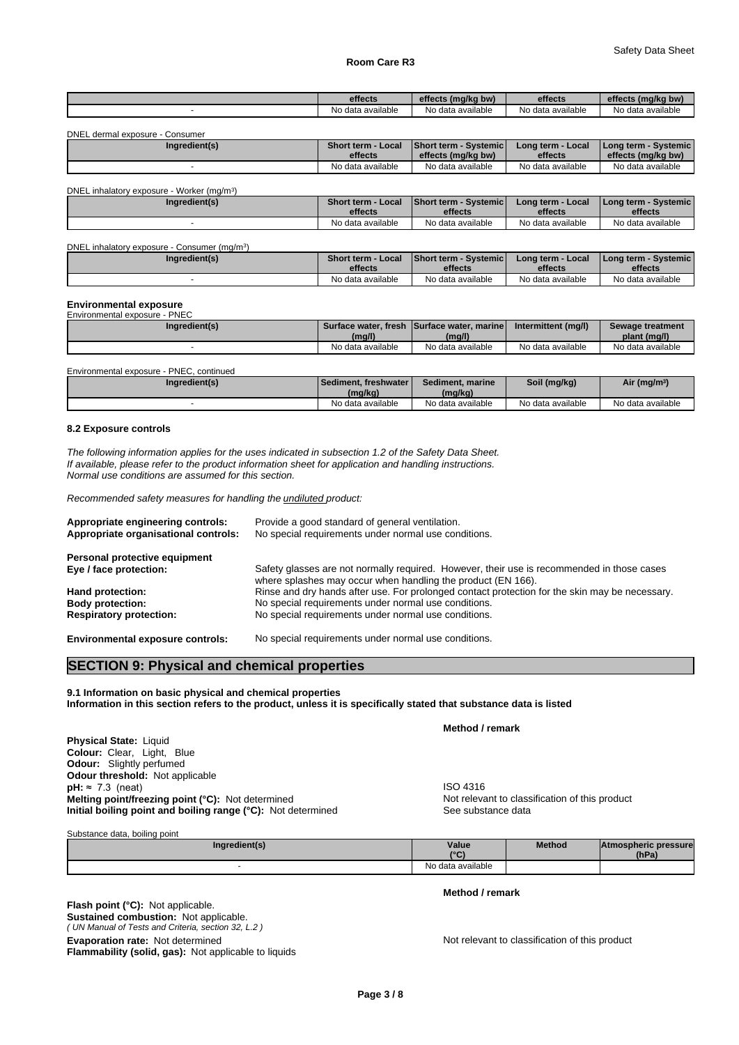| | effects | effects (mg/kg bw) | effects | effects (mg/kg bw) |
|---|---|---|---|---|
| - | No data available | No data available | No data available | No data available |

DNEL dermal exposure - Consumer

| Ingredient(s) | Short term - Local effects | Short term - Systemic effects (mg/kg bw) | Long term - Local effects | Long term - Systemic effects (mg/kg bw) |
|---|---|---|---|---|
| - | No data available | No data available | No data available | No data available |

DNEL inhalatory exposure - Worker (mg/m³)

| Ingredient(s) | Short term - Local effects | Short term - Systemic effects | Long term - Local effects | Long term - Systemic effects |
|---|---|---|---|---|
| - | No data available | No data available | No data available | No data available |

DNEL inhalatory exposure - Consumer (mg/m³)

| Ingredient(s) | Short term - Local effects | Short term - Systemic effects | Long term - Local effects | Long term - Systemic effects |
|---|---|---|---|---|
| - | No data available | No data available | No data available | No data available |

**Environmental exposure**

Environmental exposure - PNEC

| Ingredient(s) | Surface water, fresh (mg/l) | Surface water, marine (mg/l) | Intermittent (mg/l) | Sewage treatment plant (mg/l) |
|---|---|---|---|---|
| - | No data available | No data available | No data available | No data available |

Environmental exposure - PNEC, continued

| Ingredient(s) | Sediment, freshwater (mg/kg) | Sediment, marine (mg/kg) | Soil (mg/kg) | Air (mg/m³) |
|---|---|---|---|---|
| - | No data available | No data available | No data available | No data available |

**8.2 Exposure controls**

*The following information applies for the uses indicated in subsection 1.2 of the Safety Data Sheet.*
*If available, please refer to the product information sheet for application and handling instructions.*
*Normal use conditions are assumed for this section.*

*Recommended safety measures for handling the undiluted product:*

**Appropriate engineering controls:** Provide a good standard of general ventilation.
**Appropriate organisational controls:** No special requirements under normal use conditions.

**Personal protective equipment**
**Eye / face protection:** Safety glasses are not normally required. However, their use is recommended in those cases where splashes may occur when handling the product (EN 166).
**Hand protection:** Rinse and dry hands after use. For prolonged contact protection for the skin may be necessary.
**Body protection:** No special requirements under normal use conditions.
**Respiratory protection:** No special requirements under normal use conditions.

**Environmental exposure controls:** No special requirements under normal use conditions.

## SECTION 9: Physical and chemical properties

**9.1 Information on basic physical and chemical properties**
**Information in this section refers to the product, unless it is specifically stated that substance data is listed**

| | Method / remark |
|---|---|
| **Physical State:** Liquid | |
| **Colour:** Clear, Light, Blue | |
| **Odour:** Slightly perfumed | |
| **Odour threshold:** Not applicable | |
| **pH:** ≈ 7.3 (neat) | ISO 4316 |
| **Melting point/freezing point (°C):** Not determined | Not relevant to classification of this product |
| **Initial boiling point and boiling range (°C):** Not determined | See substance data |

Substance data, boiling point

| Ingredient(s) | Value (°C) | Method | Atmospheric pressure (hPa) |
|---|---|---|---|
| - | No data available | | |

| | Method / remark |
|---|---|
| **Flash point (°C):** Not applicable. | |
| **Sustained combustion:** Not applicable. *( UN Manual of Tests and Criteria, section 32, L.2 )* | |
| **Evaporation rate:** Not determined | Not relevant to classification of this product |
| **Flammability (solid, gas):** Not applicable to liquids | |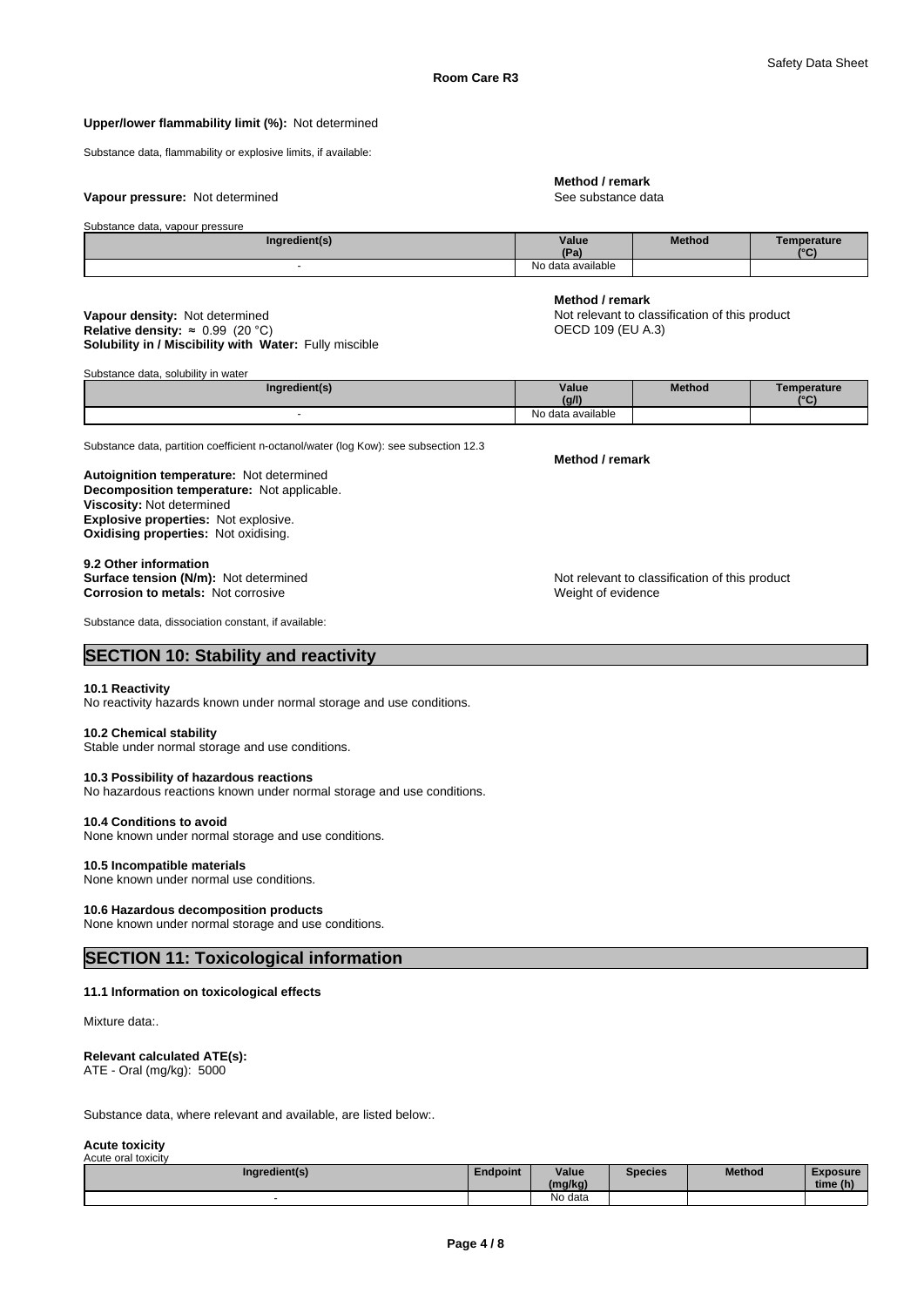**Upper/lower flammability limit (%):** Not determined

Substance data, flammability or explosive limits, if available:

**Vapour pressure:** Not determined

**Method / remark**
See substance data

Substance data, vapour pressure

| Ingredient(s) | Value (Pa) | Method | Temperature (°C) |
|---|---|---|---|
| - | No data available | | |

**Vapour density:** Not determined
**Relative density:** ≈ 0.99 (20 °C)
**Solubility in / Miscibility with Water:** Fully miscible

**Method / remark**
Not relevant to classification of this product
OECD 109 (EU A.3)

Substance data, solubility in water

| Ingredient(s) | Value (g/l) | Method | Temperature (°C) |
|---|---|---|---|
| - | No data available | | |

Substance data, partition coefficient n-octanol/water (log Kow): see subsection 12.3

**Method / remark**

**Autoignition temperature:** Not determined
**Decomposition temperature:** Not applicable.
**Viscosity:** Not determined
**Explosive properties:** Not explosive.
**Oxidising properties:** Not oxidising.

**9.2 Other information**
**Surface tension (N/m):** Not determined — Not relevant to classification of this product
**Corrosion to metals:** Not corrosive — Weight of evidence

Substance data, dissociation constant, if available:

## SECTION 10: Stability and reactivity

**10.1 Reactivity**
No reactivity hazards known under normal storage and use conditions.

**10.2 Chemical stability**
Stable under normal storage and use conditions.

**10.3 Possibility of hazardous reactions**
No hazardous reactions known under normal storage and use conditions.

**10.4 Conditions to avoid**
None known under normal storage and use conditions.

**10.5 Incompatible materials**
None known under normal use conditions.

**10.6 Hazardous decomposition products**
None known under normal storage and use conditions.

## SECTION 11: Toxicological information

**11.1 Information on toxicological effects**

Mixture data:.

**Relevant calculated ATE(s):**
ATE - Oral (mg/kg): 5000

Substance data, where relevant and available, are listed below:.

**Acute toxicity**
Acute oral toxicity

| Ingredient(s) | Endpoint | Value (mg/kg) | Species | Method | Exposure time (h) |
|---|---|---|---|---|---|
| - | | No data | | | |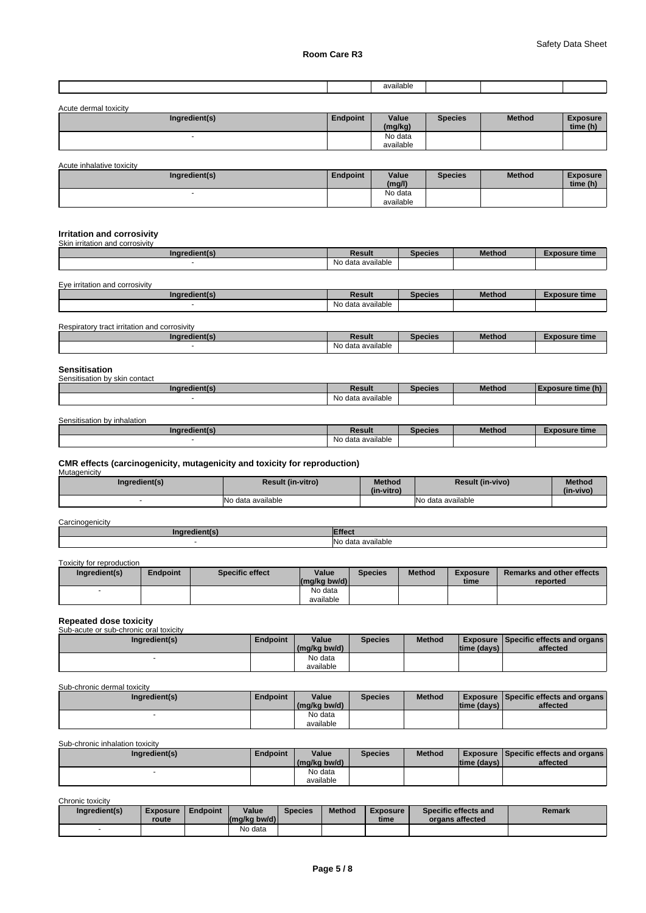| | | available | | | |
|---|---|---|---|---|---|

Acute dermal toxicity

| Ingredient(s) | Endpoint | Value (mg/kg) | Species | Method | Exposure time (h) |
|---|---|---|---|---|---|
| - | | No data available | | | |

Acute inhalative toxicity

| Ingredient(s) | Endpoint | Value (mg/l) | Species | Method | Exposure time (h) |
|---|---|---|---|---|---|
| - | | No data available | | | |

### Irritation and corrosivity

Skin irritation and corrosivity

| Ingredient(s) | Result | Species | Method | Exposure time |
|---|---|---|---|---|
| - | No data available | | | |

Eye irritation and corrosivity

| Ingredient(s) | Result | Species | Method | Exposure time |
|---|---|---|---|---|
| - | No data available | | | |

Respiratory tract irritation and corrosivity

| Ingredient(s) | Result | Species | Method | Exposure time |
|---|---|---|---|---|
| - | No data available | | | |

### Sensitisation

Sensitisation by skin contact

| Ingredient(s) | Result | Species | Method | Exposure time (h) |
|---|---|---|---|---|
| - | No data available | | | |

Sensitisation by inhalation

| Ingredient(s) | Result | Species | Method | Exposure time |
|---|---|---|---|---|
| - | No data available | | | |

### CMR effects (carcinogenicity, mutagenicity and toxicity for reproduction)

Mutagenicity

| Ingredient(s) | Result (in-vitro) | Method (in-vitro) | Result (in-vivo) | Method (in-vivo) |
|---|---|---|---|---|
| - | No data available | | No data available | |

Carcinogenicity

| Ingredient(s) | Effect |
|---|---|
| - | No data available |

Toxicity for reproduction

| Ingredient(s) | Endpoint | Specific effect | Value (mg/kg bw/d) | Species | Method | Exposure time | Remarks and other effects reported |
|---|---|---|---|---|---|---|---|
| - | | | No data available | | | | |

### Repeated dose toxicity

Sub-acute or sub-chronic oral toxicity

| Ingredient(s) | Endpoint | Value (mg/kg bw/d) | Species | Method | Exposure time (days) | Specific effects and organs affected |
|---|---|---|---|---|---|---|
| - | | No data available | | | | |

Sub-chronic dermal toxicity

| Ingredient(s) | Endpoint | Value (mg/kg bw/d) | Species | Method | Exposure time (days) | Specific effects and organs affected |
|---|---|---|---|---|---|---|
| - | | No data available | | | | |

Sub-chronic inhalation toxicity

| Ingredient(s) | Endpoint | Value (mg/kg bw/d) | Species | Method | Exposure time (days) | Specific effects and organs affected |
|---|---|---|---|---|---|---|
| - | | No data available | | | | |

Chronic toxicity

| Ingredient(s) | Exposure route | Endpoint | Value (mg/kg bw/d) | Species | Method | Exposure time | Specific effects and organs affected | Remark |
|---|---|---|---|---|---|---|---|---|
| - | | | No data | | | | | |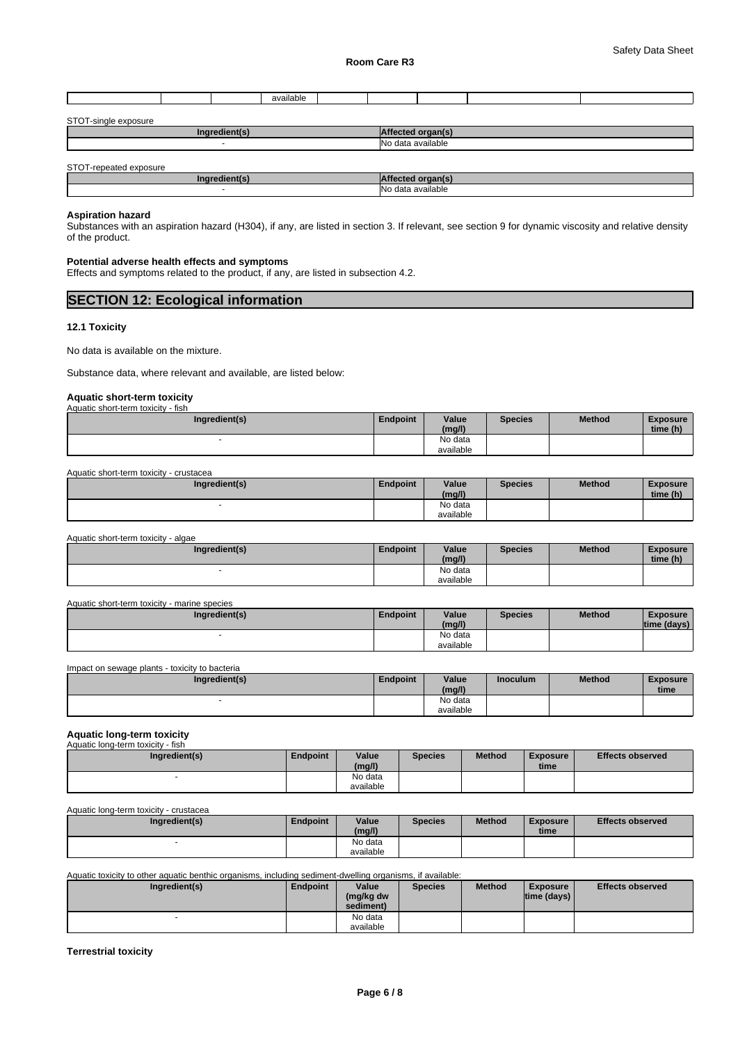| | | | available | | | | | |
|---|---|---|---|---|---|---|---|---|

STOT-single exposure

| Ingredient(s) | Affected organ(s) |
|---|---|
| - | No data available |

STOT-repeated exposure

| Ingredient(s) | Affected organ(s) |
|---|---|
| - | No data available |

**Aspiration hazard**

Substances with an aspiration hazard (H304), if any, are listed in section 3. If relevant, see section 9 for dynamic viscosity and relative density of the product.

**Potential adverse health effects and symptoms**

Effects and symptoms related to the product, if any, are listed in subsection 4.2.

## SECTION 12: Ecological information

### 12.1 Toxicity

No data is available on the mixture.

Substance data, where relevant and available, are listed below:

#### Aquatic short-term toxicity

Aquatic short-term toxicity - fish

| Ingredient(s) | Endpoint | Value (mg/l) | Species | Method | Exposure time (h) |
|---|---|---|---|---|---|
| - | | No data available | | | |

Aquatic short-term toxicity - crustacea

| Ingredient(s) | Endpoint | Value (mg/l) | Species | Method | Exposure time (h) |
|---|---|---|---|---|---|
| - | | No data available | | | |

Aquatic short-term toxicity - algae

| Ingredient(s) | Endpoint | Value (mg/l) | Species | Method | Exposure time (h) |
|---|---|---|---|---|---|
| - | | No data available | | | |

Aquatic short-term toxicity - marine species

| Ingredient(s) | Endpoint | Value (mg/l) | Species | Method | Exposure time (days) |
|---|---|---|---|---|---|
| - | | No data available | | | |

Impact on sewage plants - toxicity to bacteria

| Ingredient(s) | Endpoint | Value (mg/l) | Inoculum | Method | Exposure time |
|---|---|---|---|---|---|
| - | | No data available | | | |

#### Aquatic long-term toxicity

Aquatic long-term toxicity - fish

| Ingredient(s) | Endpoint | Value (mg/l) | Species | Method | Exposure time | Effects observed |
|---|---|---|---|---|---|---|
| - | | No data available | | | | |

Aquatic long-term toxicity - crustacea

| Ingredient(s) | Endpoint | Value (mg/l) | Species | Method | Exposure time | Effects observed |
|---|---|---|---|---|---|---|
| - | | No data available | | | | |

Aquatic toxicity to other aquatic benthic organisms, including sediment-dwelling organisms, if available:

| Ingredient(s) | Endpoint | Value (mg/kg dw sediment) | Species | Method | Exposure time (days) | Effects observed |
|---|---|---|---|---|---|---|
| - | | No data available | | | | |

**Terrestrial toxicity**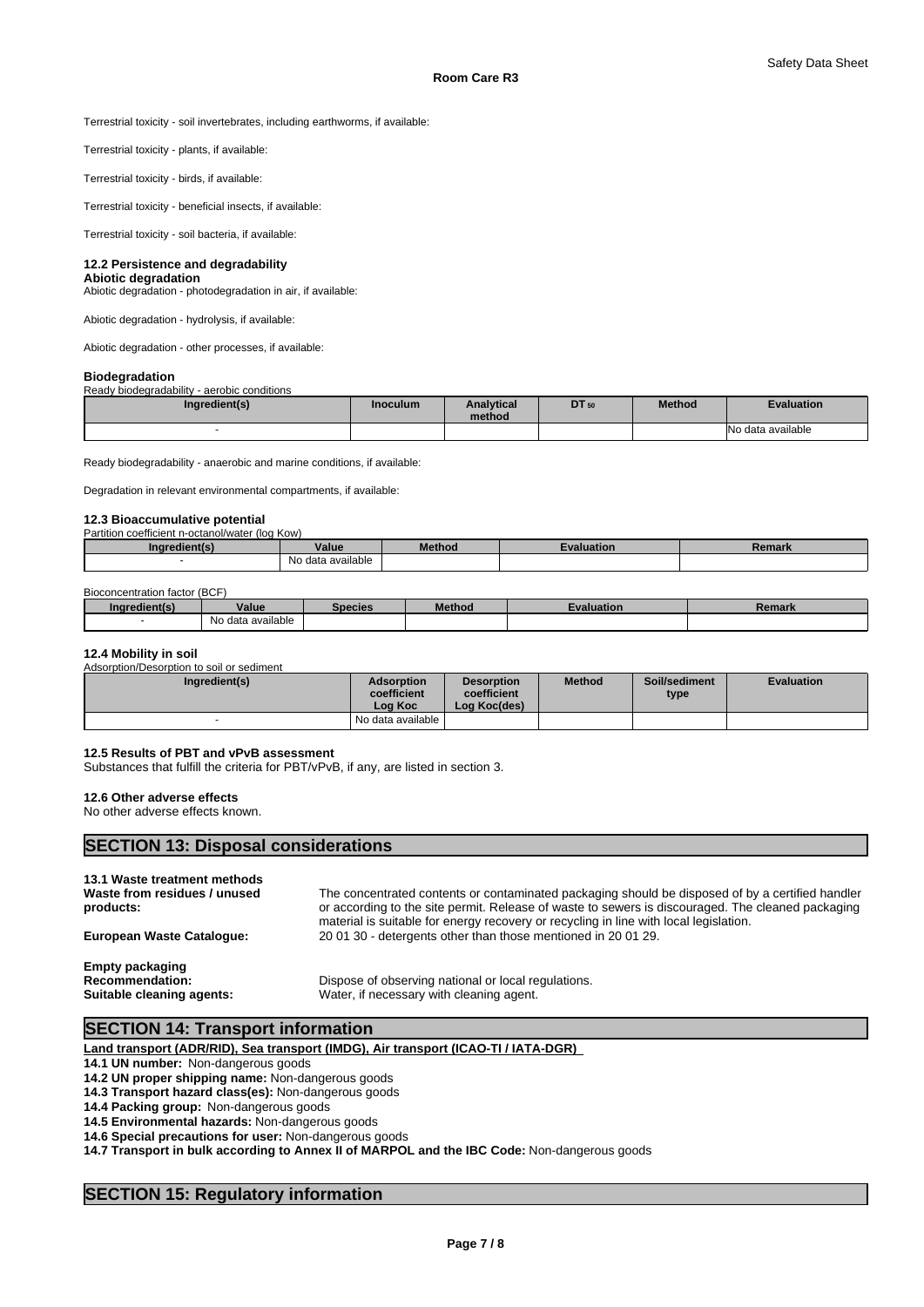Terrestrial toxicity - soil invertebrates, including earthworms, if available:

Terrestrial toxicity - plants, if available:

Terrestrial toxicity - birds, if available:

Terrestrial toxicity - beneficial insects, if available:

Terrestrial toxicity - soil bacteria, if available:

### 12.2 Persistence and degradability

**Abiotic degradation**

Abiotic degradation - photodegradation in air, if available:

Abiotic degradation - hydrolysis, if available:

Abiotic degradation - other processes, if available:

**Biodegradation**

Ready biodegradability - aerobic conditions

| Ingredient(s) | Inoculum | Analytical method | $DT_{50}$ | Method | Evaluation |
|---|---|---|---|---|---|
| - | | | | | No data available |

Ready biodegradability - anaerobic and marine conditions, if available:

Degradation in relevant environmental compartments, if available:

### 12.3 Bioaccumulative potential

Partition coefficient n-octanol/water (log Kow)

| Ingredient(s) | Value | Method | Evaluation | Remark |
|---|---|---|---|---|
| - | No data available | | | |

Bioconcentration factor (BCF)

| Ingredient(s) | Value | Species | Method | Evaluation | Remark |
|---|---|---|---|---|---|
| - | No data available | | | | |

### 12.4 Mobility in soil

Adsorption/Desorption to soil or sediment

| Ingredient(s) | Adsorption coefficient Log Koc | Desorption coefficient Log Koc(des) | Method | Soil/sediment type | Evaluation |
|---|---|---|---|---|---|
| - | No data available | | | | |

### 12.5 Results of PBT and vPvB assessment

Substances that fulfill the criteria for PBT/vPvB, if any, are listed in section 3.

### 12.6 Other adverse effects

No other adverse effects known.

## SECTION 13: Disposal considerations

**13.1 Waste treatment methods**

**Waste from residues / unused products:** The concentrated contents or contaminated packaging should be disposed of by a certified handler or according to the site permit. Release of waste to sewers is discouraged. The cleaned packaging material is suitable for energy recovery or recycling in line with local legislation.

**European Waste Catalogue:** 20 01 30 - detergents other than those mentioned in 20 01 29.

**Empty packaging**

**Recommendation:** Dispose of observing national or local regulations.

**Suitable cleaning agents:** Water, if necessary with cleaning agent.

## SECTION 14: Transport information

**Land transport (ADR/RID), Sea transport (IMDG), Air transport (ICAO-TI / IATA-DGR)**

**14.1 UN number:** Non-dangerous goods

**14.2 UN proper shipping name:** Non-dangerous goods

**14.3 Transport hazard class(es):** Non-dangerous goods

**14.4 Packing group:** Non-dangerous goods

**14.5 Environmental hazards:** Non-dangerous goods

**14.6 Special precautions for user:** Non-dangerous goods

**14.7 Transport in bulk according to Annex II of MARPOL and the IBC Code:** Non-dangerous goods

## SECTION 15: Regulatory information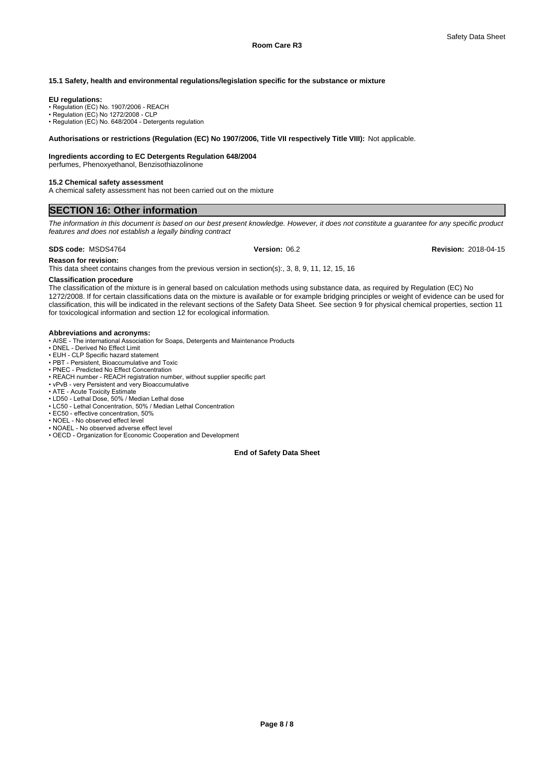#### 15.1 Safety, health and environmental regulations/legislation specific for the substance or mixture

**EU regulations:**
- Regulation (EC) No. 1907/2006 - REACH
- Regulation (EC) No 1272/2008 - CLP
- Regulation (EC) No. 648/2004 - Detergents regulation

**Authorisations or restrictions (Regulation (EC) No 1907/2006, Title VII respectively Title VIII):** Not applicable.

**Ingredients according to EC Detergents Regulation 648/2004**
perfumes, Phenoxyethanol, Benzisothiazolinone

#### 15.2 Chemical safety assessment

A chemical safety assessment has not been carried out on the mixture

## SECTION 16: Other information

*The information in this document is based on our best present knowledge. However, it does not constitute a guarantee for any specific product features and does not establish a legally binding contract*

**SDS code:** MSDS4764 **Version:** 06.2 **Revision:** 2018-04-15

**Reason for revision:**
This data sheet contains changes from the previous version in section(s):, 3, 8, 9, 11, 12, 15, 16

**Classification procedure**
The classification of the mixture is in general based on calculation methods using substance data, as required by Regulation (EC) No 1272/2008. If for certain classifications data on the mixture is available or for example bridging principles or weight of evidence can be used for classification, this will be indicated in the relevant sections of the Safety Data Sheet. See section 9 for physical chemical properties, section 11 for toxicological information and section 12 for ecological information.

**Abbreviations and acronyms:**
- AISE - The international Association for Soaps, Detergents and Maintenance Products
- DNEL - Derived No Effect Limit
- EUH - CLP Specific hazard statement
- PBT - Persistent, Bioaccumulative and Toxic
- PNEC - Predicted No Effect Concentration
- REACH number - REACH registration number, without supplier specific part
- vPvB - very Persistent and very Bioaccumulative
- ATE - Acute Toxicity Estimate
- LD50 - Lethal Dose, 50% / Median Lethal dose
- LC50 - Lethal Concentration, 50% / Median Lethal Concentration
- EC50 - effective concentration, 50%
- NOEL - No observed effect level
- NOAEL - No observed adverse effect level
- OECD - Organization for Economic Cooperation and Development

**End of Safety Data Sheet**